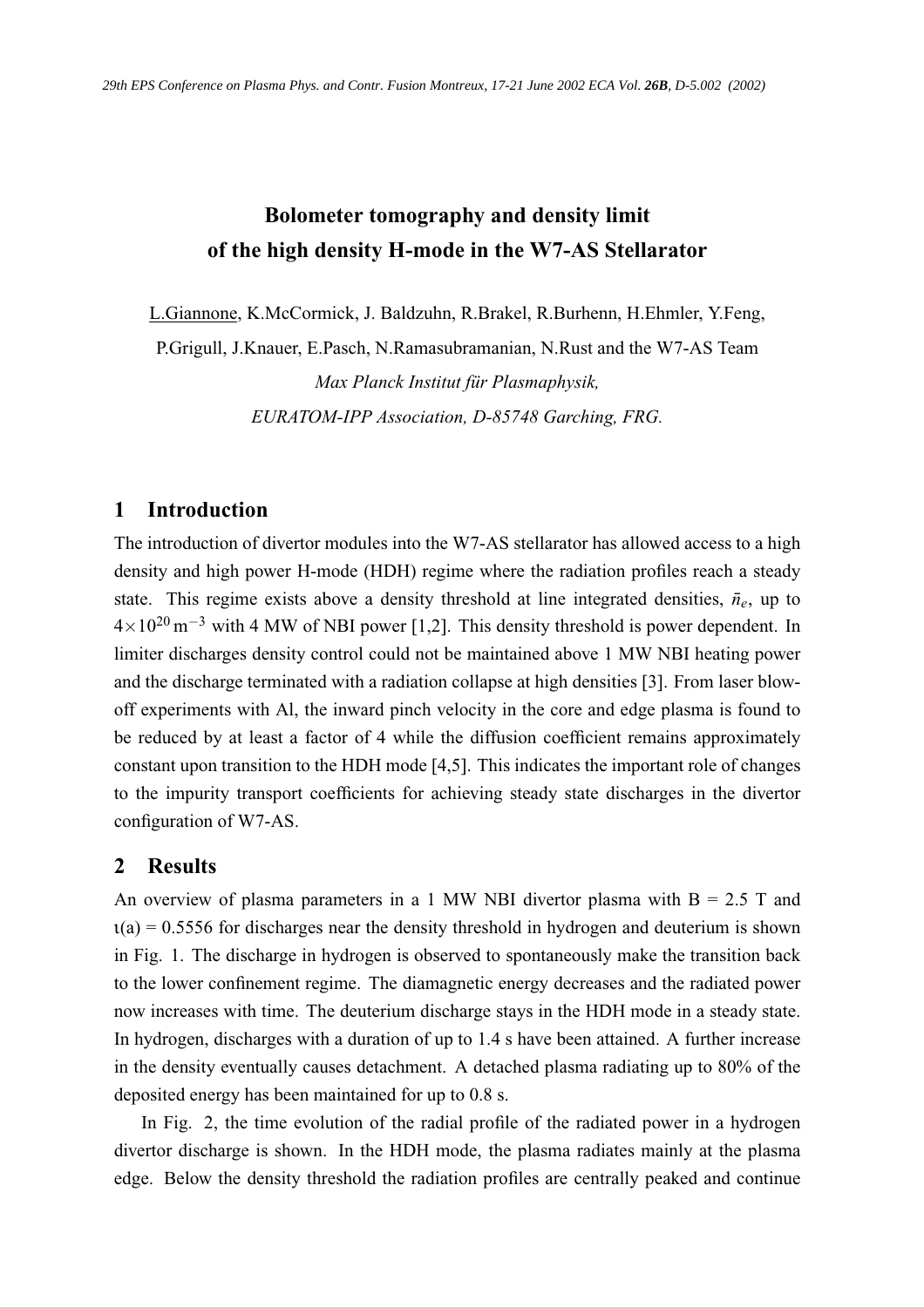# Bolometer tomography and density limit of the high density H-mode in the W7-AS Stellarator

L.Giannone, K.McCormick, J. Baldzuhn, R.Brakel, R.Burhenn, H.Ehmler, Y.Feng, P.Grigull, J.Knauer, E.Pasch, N.Ramasubramanian, N.Rust and the W7-AS Team

*Max Planck Institut für Plasmaphysik,*
*EURATOM-IPP Association, D-85748 Garching, FRG.*

## 1 Introduction

The introduction of divertor modules into the W7-AS stellarator has allowed access to a high density and high power H-mode (HDH) regime where the radiation profiles reach a steady state. This regime exists above a density threshold at line integrated densities, $\bar{n}_e$, up to $4\times10^{20}\,\mathrm{m}^{-3}$ with 4 MW of NBI power [1,2]. This density threshold is power dependent. In limiter discharges density control could not be maintained above 1 MW NBI heating power and the discharge terminated with a radiation collapse at high densities [3]. From laser blow-off experiments with Al, the inward pinch velocity in the core and edge plasma is found to be reduced by at least a factor of 4 while the diffusion coefficient remains approximately constant upon transition to the HDH mode [4,5]. This indicates the important role of changes to the impurity transport coefficients for achieving steady state discharges in the divertor configuration of W7-AS.

## 2 Results

An overview of plasma parameters in a 1 MW NBI divertor plasma with B = 2.5 T and $\iota(a)$ = 0.5556 for discharges near the density threshold in hydrogen and deuterium is shown in Fig. 1. The discharge in hydrogen is observed to spontaneously make the transition back to the lower confinement regime. The diamagnetic energy decreases and the radiated power now increases with time. The deuterium discharge stays in the HDH mode in a steady state. In hydrogen, discharges with a duration of up to 1.4 s have been attained. A further increase in the density eventually causes detachment. A detached plasma radiating up to 80% of the deposited energy has been maintained for up to 0.8 s.

In Fig. 2, the time evolution of the radial profile of the radiated power in a hydrogen divertor discharge is shown. In the HDH mode, the plasma radiates mainly at the plasma edge. Below the density threshold the radiation profiles are centrally peaked and continue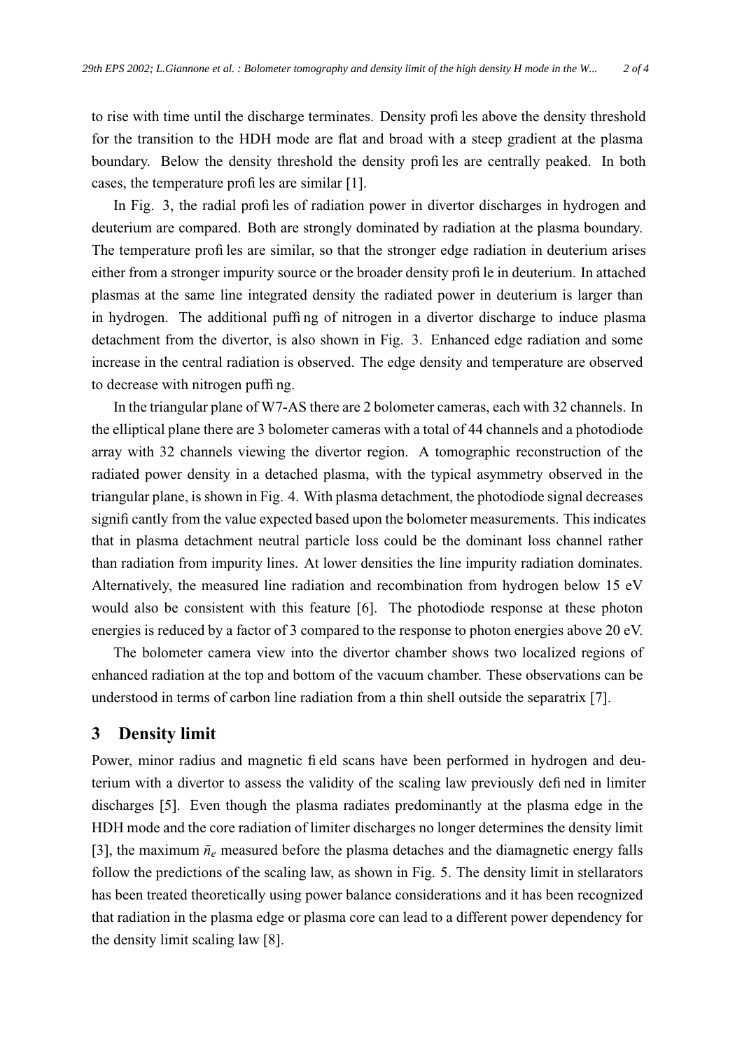to rise with time until the discharge terminates. Density profiles above the density threshold for the transition to the HDH mode are flat and broad with a steep gradient at the plasma boundary. Below the density threshold the density profiles are centrally peaked. In both cases, the temperature profiles are similar [1].

In Fig. 3, the radial profiles of radiation power in divertor discharges in hydrogen and deuterium are compared. Both are strongly dominated by radiation at the plasma boundary. The temperature profiles are similar, so that the stronger edge radiation in deuterium arises either from a stronger impurity source or the broader density profile in deuterium. In attached plasmas at the same line integrated density the radiated power in deuterium is larger than in hydrogen. The additional puffing of nitrogen in a divertor discharge to induce plasma detachment from the divertor, is also shown in Fig. 3. Enhanced edge radiation and some increase in the central radiation is observed. The edge density and temperature are observed to decrease with nitrogen puffing.

In the triangular plane of W7-AS there are 2 bolometer cameras, each with 32 channels. In the elliptical plane there are 3 bolometer cameras with a total of 44 channels and a photodiode array with 32 channels viewing the divertor region. A tomographic reconstruction of the radiated power density in a detached plasma, with the typical asymmetry observed in the triangular plane, is shown in Fig. 4. With plasma detachment, the photodiode signal decreases significantly from the value expected based upon the bolometer measurements. This indicates that in plasma detachment neutral particle loss could be the dominant loss channel rather than radiation from impurity lines. At lower densities the line impurity radiation dominates. Alternatively, the measured line radiation and recombination from hydrogen below 15 eV would also be consistent with this feature [6]. The photodiode response at these photon energies is reduced by a factor of 3 compared to the response to photon energies above 20 eV.

The bolometer camera view into the divertor chamber shows two localized regions of enhanced radiation at the top and bottom of the vacuum chamber. These observations can be understood in terms of carbon line radiation from a thin shell outside the separatrix [7].

## 3 Density limit

Power, minor radius and magnetic field scans have been performed in hydrogen and deuterium with a divertor to assess the validity of the scaling law previously defined in limiter discharges [5]. Even though the plasma radiates predominantly at the plasma edge in the HDH mode and the core radiation of limiter discharges no longer determines the density limit [3], the maximum $\bar{n}_e$ measured before the plasma detaches and the diamagnetic energy falls follow the predictions of the scaling law, as shown in Fig. 5. The density limit in stellarators has been treated theoretically using power balance considerations and it has been recognized that radiation in the plasma edge or plasma core can lead to a different power dependency for the density limit scaling law [8].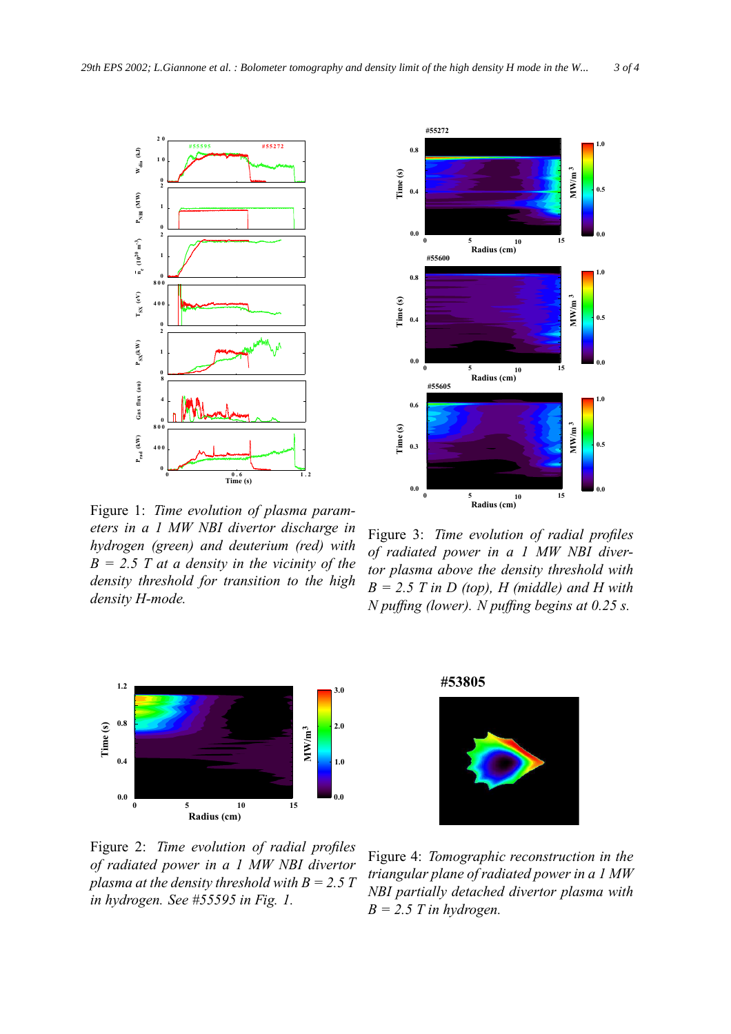Figure 1: *Time evolution of plasma parameters in a 1 MW NBI divertor discharge in hydrogen (green) and deuterium (red) with $B = 2.5$ T at a density in the vicinity of the density threshold for transition to the high density H-mode.*

Figure 3: *Time evolution of radial profiles of radiated power in a 1 MW NBI divertor plasma above the density threshold with $B = 2.5$ T in D (top), H (middle) and H with N puffing (lower). N puffing begins at 0.25 s.*

Figure 2: *Time evolution of radial profiles of radiated power in a 1 MW NBI divertor plasma at the density threshold with $B = 2.5$ T in hydrogen. See #55595 in Fig. 1.*

Figure 4: *Tomographic reconstruction in the triangular plane of radiated power in a 1 MW NBI partially detached divertor plasma with $B = 2.5$ T in hydrogen.*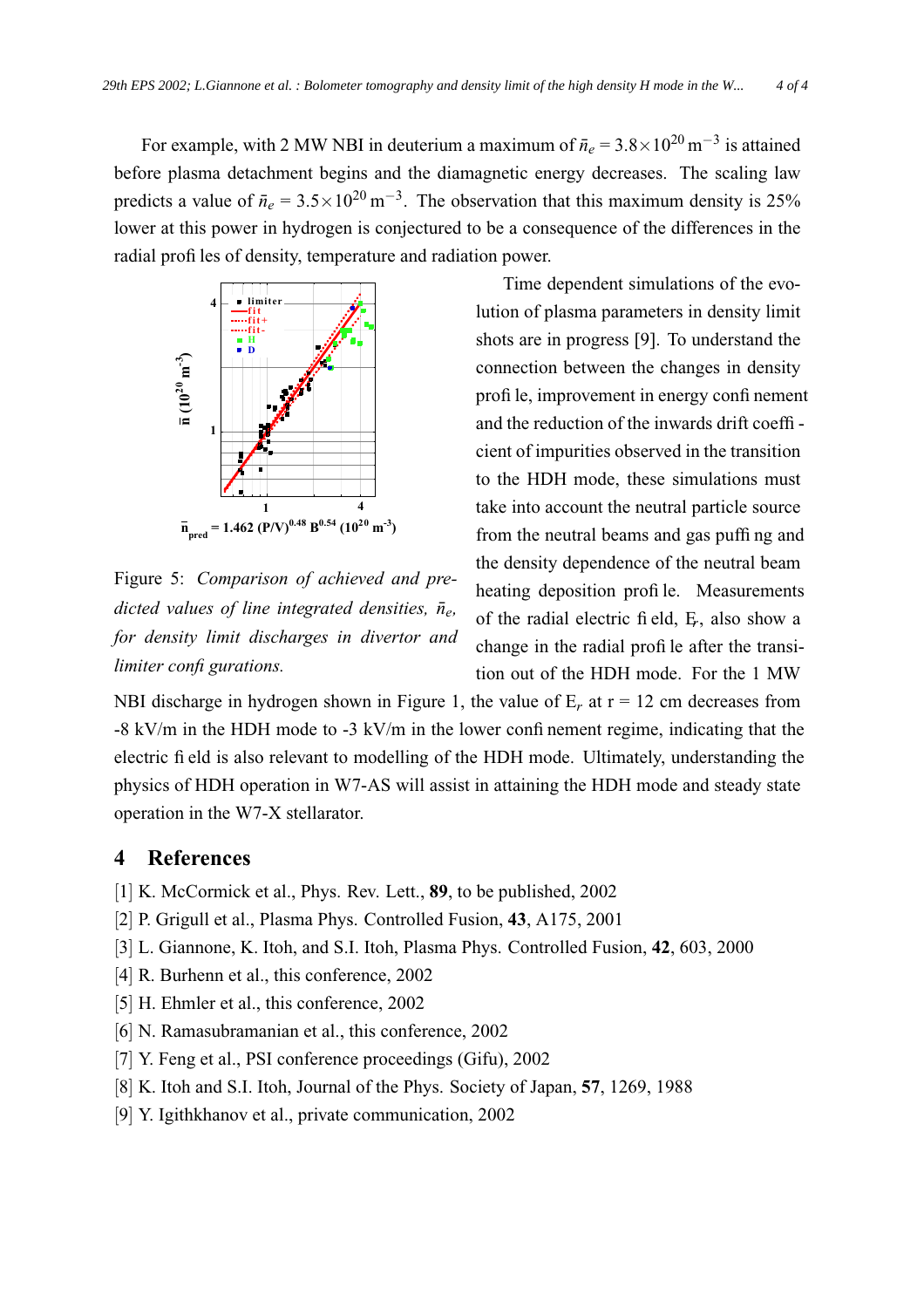For example, with 2 MW NBI in deuterium a maximum of $\bar{n}_e = 3.8\times10^{20}\,\mathrm{m}^{-3}$ is attained before plasma detachment begins and the diamagnetic energy decreases. The scaling law predicts a value of $\bar{n}_e = 3.5\times10^{20}\,\mathrm{m}^{-3}$. The observation that this maximum density is 25% lower at this power in hydrogen is conjectured to be a consequence of the differences in the radial profiles of density, temperature and radiation power.

4
1
limiter
fit
fit+
fit-
H
D
$\bar{n}$ ($10^{20}$ m$^{-3}$)
1
4
$\bar{n}_{pred} = 1.462\,(P/V)^{0.48}\,B^{0.54}\,(10^{20}\,\mathrm{m}^{-3})$

Figure 5: *Comparison of achieved and predicted values of line integrated densities, $\bar{n}_e$, for density limit discharges in divertor and limiter configurations.*

Time dependent simulations of the evolution of plasma parameters in density limit shots are in progress [9]. To understand the connection between the changes in density profile, improvement in energy confinement and the reduction of the inwards drift coefficient of impurities observed in the transition to the HDH mode, these simulations must take into account the neutral particle source from the neutral beams and gas puffing and the density dependence of the neutral beam heating deposition profile. Measurements of the radial electric field, $E_r$, also show a change in the radial profile after the transition out of the HDH mode. For the 1 MW NBI discharge in hydrogen shown in Figure 1, the value of $E_r$ at r = 12 cm decreases from -8 kV/m in the HDH mode to -3 kV/m in the lower confinement regime, indicating that the electric field is also relevant to modelling of the HDH mode. Ultimately, understanding the physics of HDH operation in W7-AS will assist in attaining the HDH mode and steady state operation in the W7-X stellarator.

## 4 References

[1] K. McCormick et al., Phys. Rev. Lett., **89**, to be published, 2002

[2] P. Grigull et al., Plasma Phys. Controlled Fusion, **43**, A175, 2001

[3] L. Giannone, K. Itoh, and S.I. Itoh, Plasma Phys. Controlled Fusion, **42**, 603, 2000

[4] R. Burhenn et al., this conference, 2002

[5] H. Ehmler et al., this conference, 2002

[6] N. Ramasubramanian et al., this conference, 2002

[7] Y. Feng et al., PSI conference proceedings (Gifu), 2002

[8] K. Itoh and S.I. Itoh, Journal of the Phys. Society of Japan, **57**, 1269, 1988

[9] Y. Igithkhanov et al., private communication, 2002